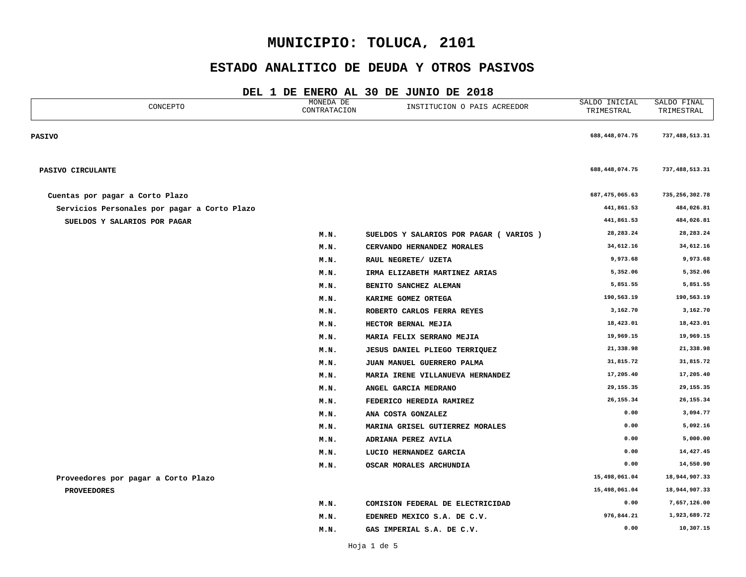# MUNICIPIO: TOLUCA, 2101

## ESTADO ANALITICO DE DEUDA Y OTROS PASIVOS

### DEL 1 DE ENERO AL 30 DE JUNIO DE 2018

| CONCEPTO | MONEDA DE CONTRATACION | INSTITUCION O PAIS ACREEDOR | SALDO INICIAL TRIMESTRAL | SALDO FINAL TRIMESTRAL |
|---|---|---|---|---|
| **PASIVO** | | | 688,448,074.75 | 737,488,513.31 |
| **PASIVO CIRCULANTE** | | | 688,448,074.75 | 737,488,513.31 |
| **Cuentas por pagar a Corto Plazo** | | | 687,475,065.63 | 735,256,302.78 |
| **Servicios Personales por pagar a Corto Plazo** | | | 441,861.53 | 484,026.81 |
| **SUELDOS Y SALARIOS POR PAGAR** | | | 441,861.53 | 484,026.81 |
| | M.N. | SUELDOS Y SALARIOS POR PAGAR ( VARIOS ) | 28,283.24 | 28,283.24 |
| | M.N. | CERVANDO HERNANDEZ MORALES | 34,612.16 | 34,612.16 |
| | M.N. | RAUL NEGRETE/ UZETA | 9,973.68 | 9,973.68 |
| | M.N. | IRMA ELIZABETH MARTINEZ ARIAS | 5,352.06 | 5,352.06 |
| | M.N. | BENITO SANCHEZ ALEMAN | 5,851.55 | 5,851.55 |
| | M.N. | KARIME GOMEZ ORTEGA | 190,563.19 | 190,563.19 |
| | M.N. | ROBERTO CARLOS FERRA REYES | 3,162.70 | 3,162.70 |
| | M.N. | HECTOR BERNAL MEJIA | 18,423.01 | 18,423.01 |
| | M.N. | MARIA FELIX SERRANO MEJIA | 19,969.15 | 19,969.15 |
| | M.N. | JESUS DANIEL PLIEGO TERRIQUEZ | 21,338.98 | 21,338.98 |
| | M.N. | JUAN MANUEL GUERRERO PALMA | 31,815.72 | 31,815.72 |
| | M.N. | MARIA IRENE VILLANUEVA HERNANDEZ | 17,205.40 | 17,205.40 |
| | M.N. | ANGEL GARCIA MEDRANO | 29,155.35 | 29,155.35 |
| | M.N. | FEDERICO HEREDIA RAMIREZ | 26,155.34 | 26,155.34 |
| | M.N. | ANA COSTA GONZALEZ | 0.00 | 3,094.77 |
| | M.N. | MARINA GRISEL GUTIERREZ MORALES | 0.00 | 5,092.16 |
| | M.N. | ADRIANA PEREZ AVILA | 0.00 | 5,000.00 |
| | M.N. | LUCIO HERNANDEZ GARCIA | 0.00 | 14,427.45 |
| | M.N. | OSCAR MORALES ARCHUNDIA | 0.00 | 14,550.90 |
| **Proveedores por pagar a Corto Plazo** | | | 15,498,061.04 | 18,944,907.33 |
| **PROVEEDORES** | | | 15,498,061.04 | 18,944,907.33 |
| | M.N. | COMISION FEDERAL DE ELECTRICIDAD | 0.00 | 7,657,126.00 |
| | M.N. | EDENRED MEXICO S.A. DE C.V. | 976,844.21 | 1,923,689.72 |
| | M.N. | GAS IMPERIAL S.A. DE C.V. | 0.00 | 10,307.15 |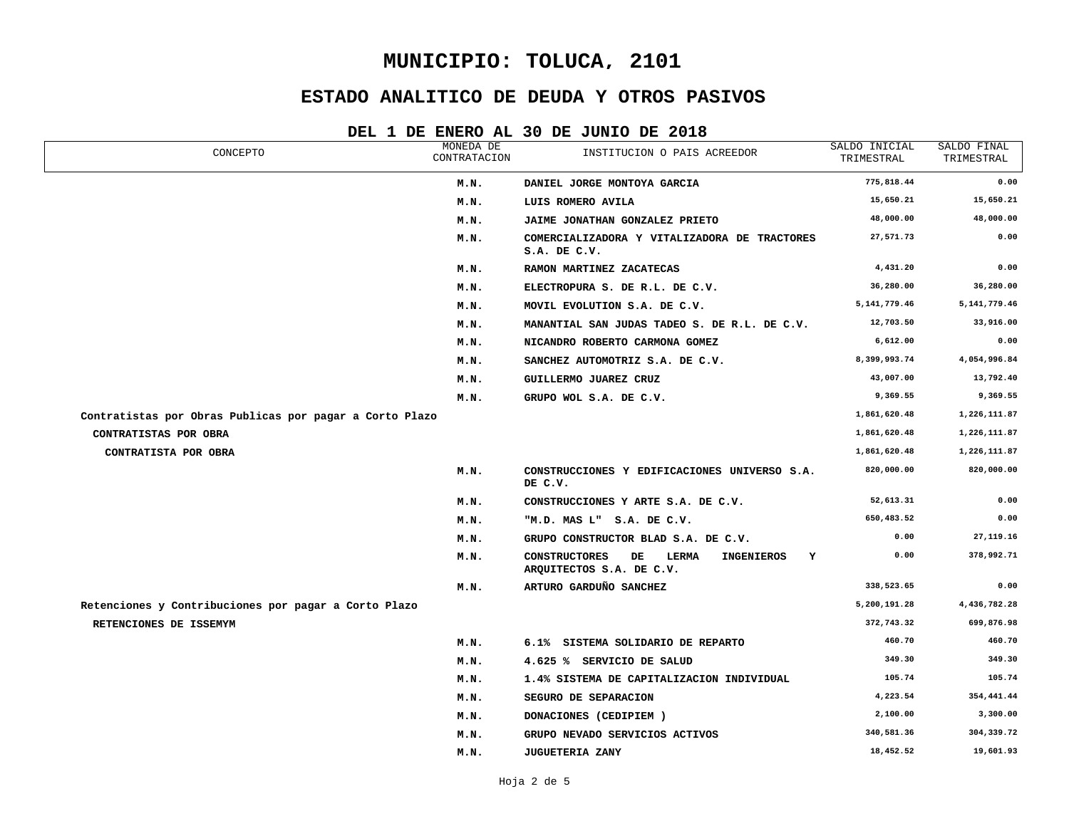# MUNICIPIO: TOLUCA, 2101

## ESTADO ANALITICO DE DEUDA Y OTROS PASIVOS

### DEL 1 DE ENERO AL 30 DE JUNIO DE 2018

| CONCEPTO | MONEDA DE CONTRATACION | INSTITUCION O PAIS ACREEDOR | SALDO INICIAL TRIMESTRAL | SALDO FINAL TRIMESTRAL |
|---|---|---|---|---|
| | M.N. | DANIEL JORGE MONTOYA GARCIA | 775,818.44 | 0.00 |
| | M.N. | LUIS ROMERO AVILA | 15,650.21 | 15,650.21 |
| | M.N. | JAIME JONATHAN GONZALEZ PRIETO | 48,000.00 | 48,000.00 |
| | M.N. | COMERCIALIZADORA Y VITALIZADORA DE TRACTORES S.A. DE C.V. | 27,571.73 | 0.00 |
| | M.N. | RAMON MARTINEZ ZACATECAS | 4,431.20 | 0.00 |
| | M.N. | ELECTROPURA S. DE R.L. DE C.V. | 36,280.00 | 36,280.00 |
| | M.N. | MOVIL EVOLUTION S.A. DE C.V. | 5,141,779.46 | 5,141,779.46 |
| | M.N. | MANANTIAL SAN JUDAS TADEO S. DE R.L. DE C.V. | 12,703.50 | 33,916.00 |
| | M.N. | NICANDRO ROBERTO CARMONA GOMEZ | 6,612.00 | 0.00 |
| | M.N. | SANCHEZ AUTOMOTRIZ S.A. DE C.V. | 8,399,993.74 | 4,054,996.84 |
| | M.N. | GUILLERMO JUAREZ CRUZ | 43,007.00 | 13,792.40 |
| | M.N. | GRUPO WOL S.A. DE C.V. | 9,369.55 | 9,369.55 |
| Contratistas por Obras Publicas por pagar a Corto Plazo | | | 1,861,620.48 | 1,226,111.87 |
| CONTRATISTAS POR OBRA | | | 1,861,620.48 | 1,226,111.87 |
| CONTRATISTA POR OBRA | | | 1,861,620.48 | 1,226,111.87 |
| | M.N. | CONSTRUCCIONES Y EDIFICACIONES UNIVERSO S.A. DE C.V. | 820,000.00 | 820,000.00 |
| | M.N. | CONSTRUCCIONES Y ARTE S.A. DE C.V. | 52,613.31 | 0.00 |
| | M.N. | "M.D. MAS L" S.A. DE C.V. | 650,483.52 | 0.00 |
| | M.N. | GRUPO CONSTRUCTOR BLAD S.A. DE C.V. | 0.00 | 27,119.16 |
| | M.N. | CONSTRUCTORES DE LERMA INGENIEROS Y ARQUITECTOS S.A. DE C.V. | 0.00 | 378,992.71 |
| | M.N. | ARTURO GARDUÑO SANCHEZ | 338,523.65 | 0.00 |
| Retenciones y Contribuciones por pagar a Corto Plazo | | | 5,200,191.28 | 4,436,782.28 |
| RETENCIONES DE ISSEMYM | | | 372,743.32 | 699,876.98 |
| | M.N. | 6.1% SISTEMA SOLIDARIO DE REPARTO | 460.70 | 460.70 |
| | M.N. | 4.625 % SERVICIO DE SALUD | 349.30 | 349.30 |
| | M.N. | 1.4% SISTEMA DE CAPITALIZACION INDIVIDUAL | 105.74 | 105.74 |
| | M.N. | SEGURO DE SEPARACION | 4,223.54 | 354,441.44 |
| | M.N. | DONACIONES (CEDIPIEM ) | 2,100.00 | 3,300.00 |
| | M.N. | GRUPO NEVADO SERVICIOS ACTIVOS | 340,581.36 | 304,339.72 |
| | M.N. | JUGUETERIA ZANY | 18,452.52 | 19,601.93 |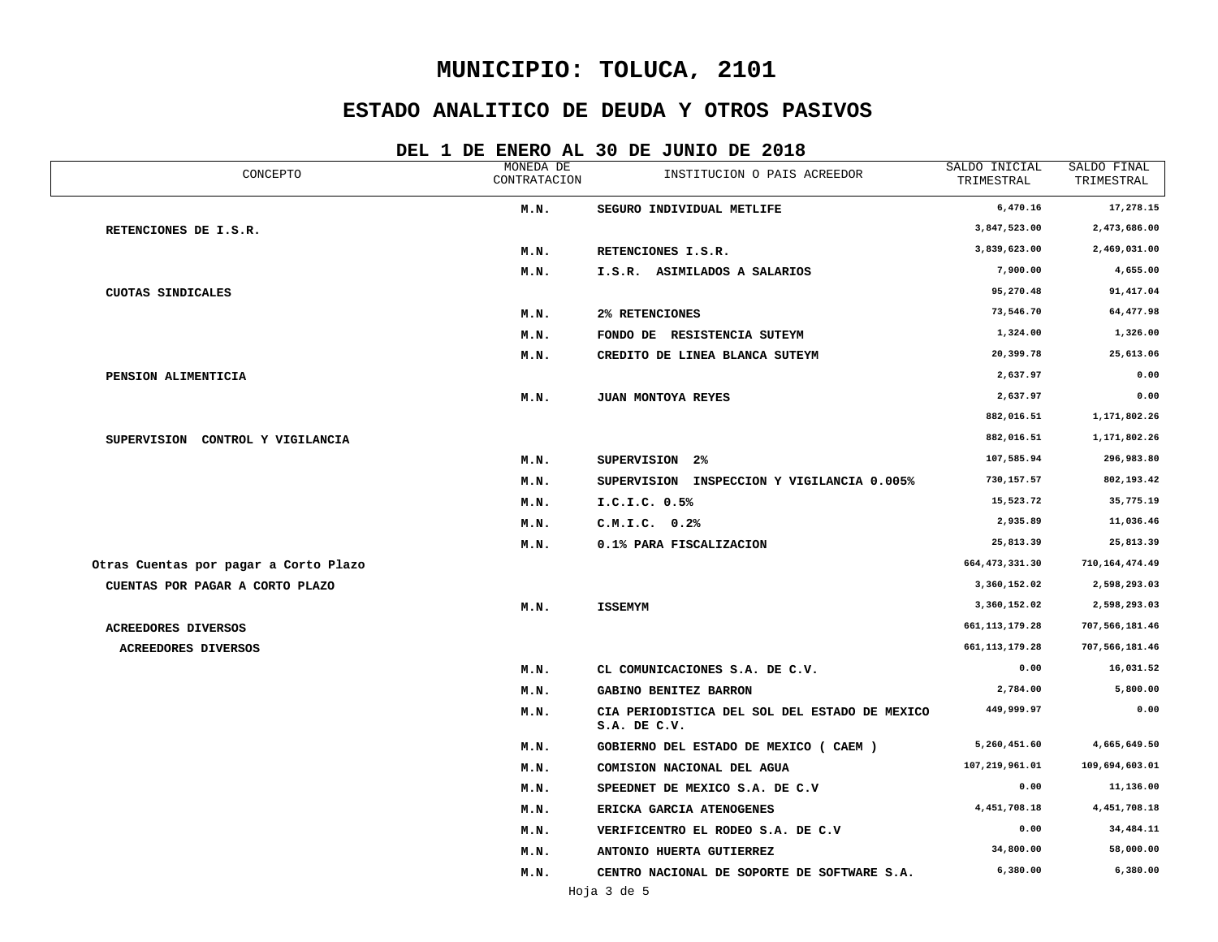# MUNICIPIO: TOLUCA, 2101

## ESTADO ANALITICO DE DEUDA Y OTROS PASIVOS

### DEL 1 DE ENERO AL 30 DE JUNIO DE 2018

| CONCEPTO | MONEDA DE CONTRATACION | INSTITUCION O PAIS ACREEDOR | SALDO INICIAL TRIMESTRAL | SALDO FINAL TRIMESTRAL |
|---|---|---|---|---|
| | M.N. | SEGURO INDIVIDUAL METLIFE | 6,470.16 | 17,278.15 |
| RETENCIONES DE I.S.R. | | | 3,847,523.00 | 2,473,686.00 |
| | M.N. | RETENCIONES I.S.R. | 3,839,623.00 | 2,469,031.00 |
| | M.N. | I.S.R. ASIMILADOS A SALARIOS | 7,900.00 | 4,655.00 |
| CUOTAS SINDICALES | | | 95,270.48 | 91,417.04 |
| | M.N. | 2% RETENCIONES | 73,546.70 | 64,477.98 |
| | M.N. | FONDO DE RESISTENCIA SUTEYM | 1,324.00 | 1,326.00 |
| | M.N. | CREDITO DE LINEA BLANCA SUTEYM | 20,399.78 | 25,613.06 |
| PENSION ALIMENTICIA | | | 2,637.97 | 0.00 |
| | M.N. | JUAN MONTOYA REYES | 2,637.97 | 0.00 |
| | | | 882,016.51 | 1,171,802.26 |
| SUPERVISION CONTROL Y VIGILANCIA | | | 882,016.51 | 1,171,802.26 |
| | M.N. | SUPERVISION 2% | 107,585.94 | 296,983.80 |
| | M.N. | SUPERVISION INSPECCION Y VIGILANCIA 0.005% | 730,157.57 | 802,193.42 |
| | M.N. | I.C.I.C. 0.5% | 15,523.72 | 35,775.19 |
| | M.N. | C.M.I.C. 0.2% | 2,935.89 | 11,036.46 |
| | M.N. | 0.1% PARA FISCALIZACION | 25,813.39 | 25,813.39 |
| Otras Cuentas por pagar a Corto Plazo | | | 664,473,331.30 | 710,164,474.49 |
| CUENTAS POR PAGAR A CORTO PLAZO | | | 3,360,152.02 | 2,598,293.03 |
| | M.N. | ISSEMYM | 3,360,152.02 | 2,598,293.03 |
| ACREEDORES DIVERSOS | | | 661,113,179.28 | 707,566,181.46 |
| ACREEDORES DIVERSOS | | | 661,113,179.28 | 707,566,181.46 |
| | M.N. | CL COMUNICACIONES S.A. DE C.V. | 0.00 | 16,031.52 |
| | M.N. | GABINO BENITEZ BARRON | 2,784.00 | 5,800.00 |
| | M.N. | CIA PERIODISTICA DEL SOL DEL ESTADO DE MEXICO S.A. DE C.V. | 449,999.97 | 0.00 |
| | M.N. | GOBIERNO DEL ESTADO DE MEXICO ( CAEM ) | 5,260,451.60 | 4,665,649.50 |
| | M.N. | COMISION NACIONAL DEL AGUA | 107,219,961.01 | 109,694,603.01 |
| | M.N. | SPEEDNET DE MEXICO S.A. DE C.V | 0.00 | 11,136.00 |
| | M.N. | ERICKA GARCIA ATENOGENES | 4,451,708.18 | 4,451,708.18 |
| | M.N. | VERIFICENTRO EL RODEO S.A. DE C.V | 0.00 | 34,484.11 |
| | M.N. | ANTONIO HUERTA GUTIERREZ | 34,800.00 | 58,000.00 |
| | M.N. | CENTRO NACIONAL DE SOPORTE DE SOFTWARE S.A. | 6,380.00 | 6,380.00 |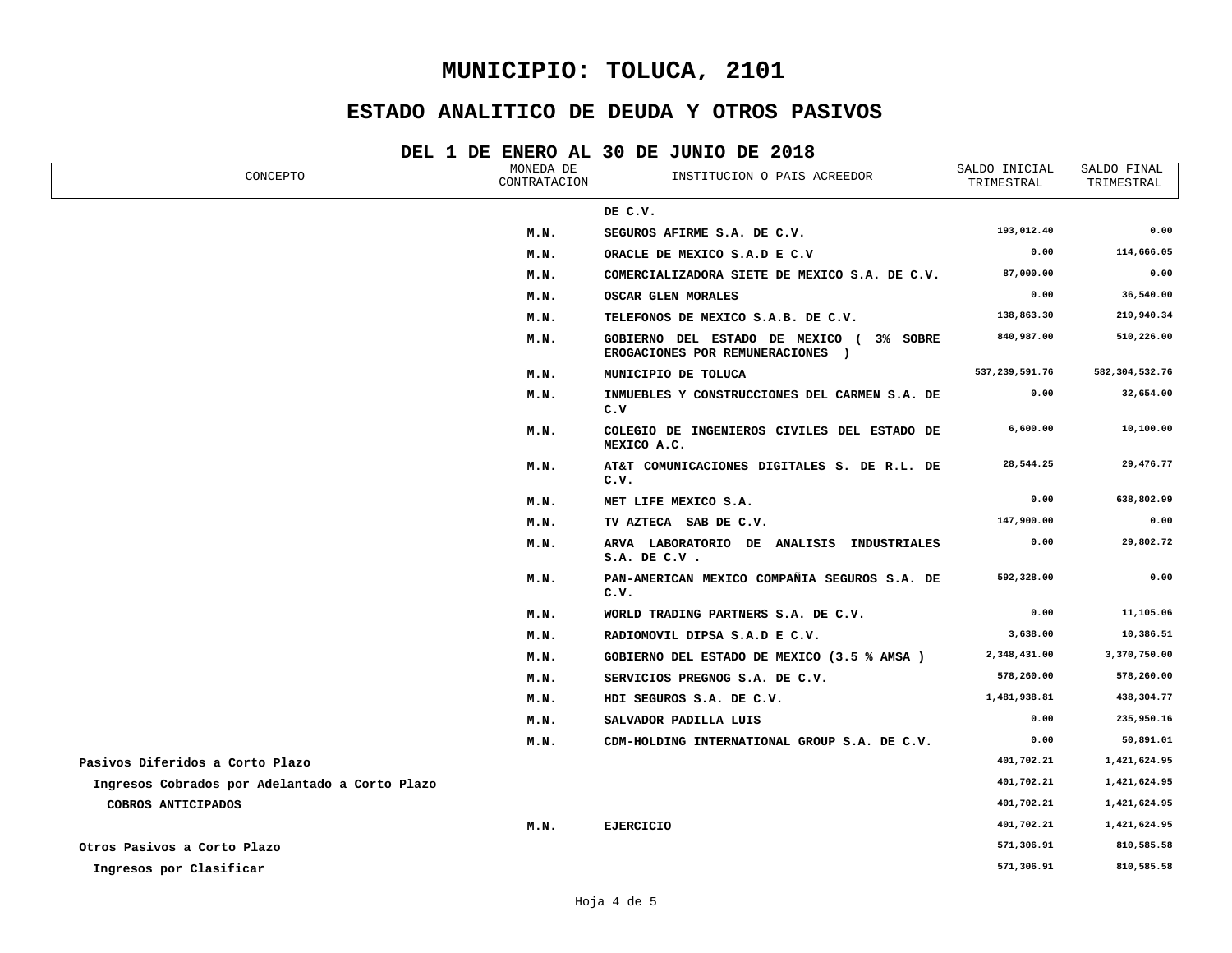# MUNICIPIO: TOLUCA, 2101

## ESTADO ANALITICO DE DEUDA Y OTROS PASIVOS

### DEL 1 DE ENERO AL 30 DE JUNIO DE 2018

| CONCEPTO | MONEDA DE CONTRATACION | INSTITUCION O PAIS ACREEDOR | SALDO INICIAL TRIMESTRAL | SALDO FINAL TRIMESTRAL |
|---|---|---|---|---|
| | | DE C.V. | | |
| | M.N. | SEGUROS AFIRME S.A. DE C.V. | 193,012.40 | 0.00 |
| | M.N. | ORACLE DE MEXICO S.A.D E C.V | 0.00 | 114,666.05 |
| | M.N. | COMERCIALIZADORA SIETE DE MEXICO S.A. DE C.V. | 87,000.00 | 0.00 |
| | M.N. | OSCAR GLEN MORALES | 0.00 | 36,540.00 |
| | M.N. | TELEFONOS DE MEXICO S.A.B. DE C.V. | 138,863.30 | 219,940.34 |
| | M.N. | GOBIERNO DEL ESTADO DE MEXICO ( 3% SOBRE EROGACIONES POR REMUNERACIONES ) | 840,987.00 | 510,226.00 |
| | M.N. | MUNICIPIO DE TOLUCA | 537,239,591.76 | 582,304,532.76 |
| | M.N. | INMUEBLES Y CONSTRUCCIONES DEL CARMEN S.A. DE C.V | 0.00 | 32,654.00 |
| | M.N. | COLEGIO DE INGENIEROS CIVILES DEL ESTADO DE MEXICO A.C. | 6,600.00 | 10,100.00 |
| | M.N. | AT&T COMUNICACIONES DIGITALES S. DE R.L. DE C.V. | 28,544.25 | 29,476.77 |
| | M.N. | MET LIFE MEXICO S.A. | 0.00 | 638,802.99 |
| | M.N. | TV AZTECA SAB DE C.V. | 147,900.00 | 0.00 |
| | M.N. | ARVA LABORATORIO DE ANALISIS INDUSTRIALES S.A. DE C.V . | 0.00 | 29,802.72 |
| | M.N. | PAN-AMERICAN MEXICO COMPAÑIA SEGUROS S.A. DE C.V. | 592,328.00 | 0.00 |
| | M.N. | WORLD TRADING PARTNERS S.A. DE C.V. | 0.00 | 11,105.06 |
| | M.N. | RADIOMOVIL DIPSA S.A.D E C.V. | 3,638.00 | 10,386.51 |
| | M.N. | GOBIERNO DEL ESTADO DE MEXICO (3.5 % AMSA ) | 2,348,431.00 | 3,370,750.00 |
| | M.N. | SERVICIOS PREGNOG S.A. DE C.V. | 578,260.00 | 578,260.00 |
| | M.N. | HDI SEGUROS S.A. DE C.V. | 1,481,938.81 | 438,304.77 |
| | M.N. | SALVADOR PADILLA LUIS | 0.00 | 235,950.16 |
| | M.N. | CDM-HOLDING INTERNATIONAL GROUP S.A. DE C.V. | 0.00 | 50,891.01 |
| Pasivos Diferidos a Corto Plazo | | | 401,702.21 | 1,421,624.95 |
| Ingresos Cobrados por Adelantado a Corto Plazo | | | 401,702.21 | 1,421,624.95 |
| COBROS ANTICIPADOS | | | 401,702.21 | 1,421,624.95 |
| | M.N. | EJERCICIO | 401,702.21 | 1,421,624.95 |
| Otros Pasivos a Corto Plazo | | | 571,306.91 | 810,585.58 |
| Ingresos por Clasificar | | | 571,306.91 | 810,585.58 |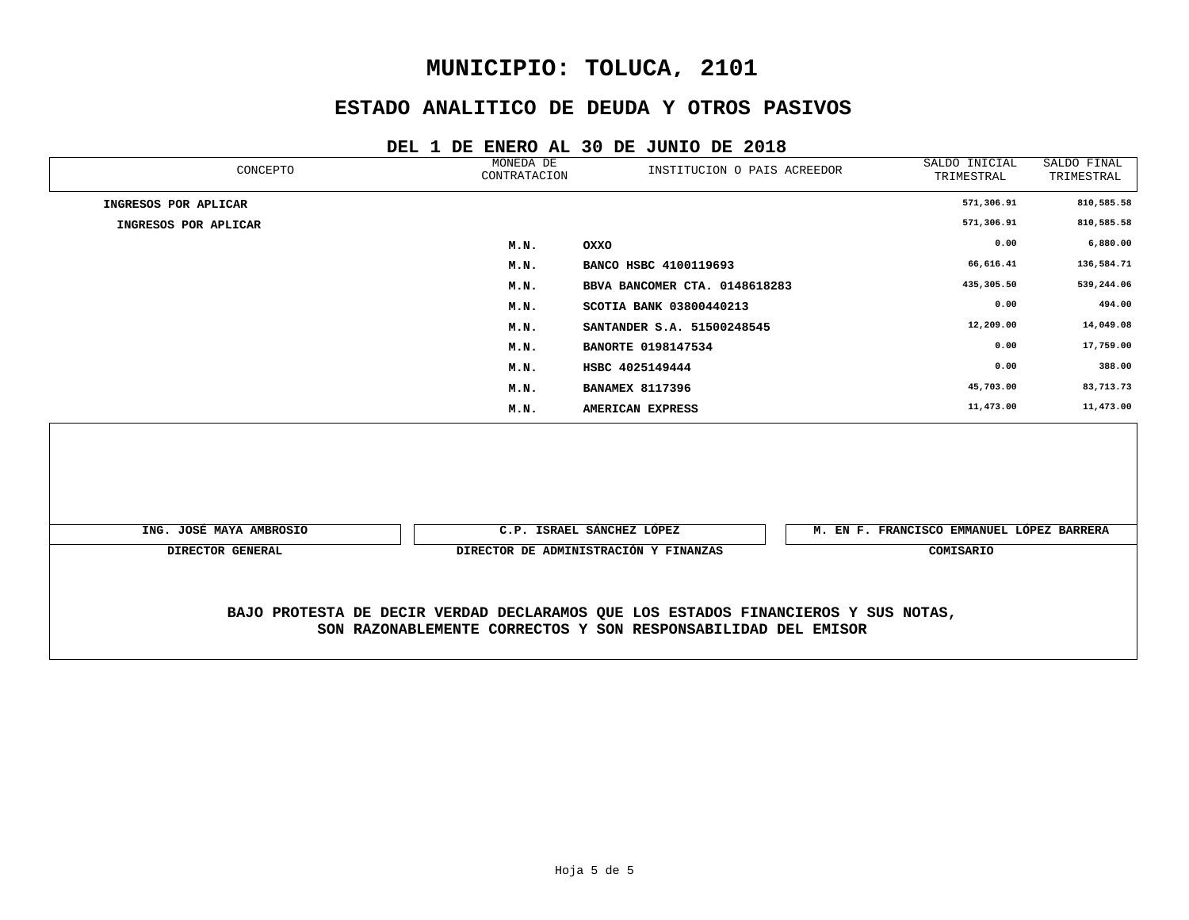# MUNICIPIO: TOLUCA, 2101

## ESTADO ANALITICO DE DEUDA Y OTROS PASIVOS

### DEL 1 DE ENERO AL 30 DE JUNIO DE 2018

| CONCEPTO | MONEDA DE CONTRATACION | INSTITUCION O PAIS ACREEDOR | SALDO INICIAL TRIMESTRAL | SALDO FINAL TRIMESTRAL |
|---|---|---|---|---|
| **INGRESOS POR APLICAR** | | | 571,306.91 | 810,585.58 |
| **INGRESOS POR APLICAR** | | | 571,306.91 | 810,585.58 |
| | M.N. | OXXO | 0.00 | 6,880.00 |
| | M.N. | BANCO HSBC 4100119693 | 66,616.41 | 136,584.71 |
| | M.N. | BBVA BANCOMER CTA. 0148618283 | 435,305.50 | 539,244.06 |
| | M.N. | SCOTIA BANK 03800440213 | 0.00 | 494.00 |
| | M.N. | SANTANDER S.A. 51500248545 | 12,209.00 | 14,049.08 |
| | M.N. | BANORTE 0198147534 | 0.00 | 17,759.00 |
| | M.N. | HSBC 4025149444 | 0.00 | 388.00 |
| | M.N. | BANAMEX 8117396 | 45,703.00 | 83,713.73 |
| | M.N. | AMERICAN EXPRESS | 11,473.00 | 11,473.00 |

| ING. JOSÉ MAYA AMBROSIO | C.P. ISRAEL SÁNCHEZ LÓPEZ | M. EN F. FRANCISCO EMMANUEL LÓPEZ BARRERA |
|---|---|---|
| DIRECTOR GENERAL | DIRECTOR DE ADMINISTRACIÓN Y FINANZAS | COMISARIO |

**BAJO PROTESTA DE DECIR VERDAD DECLARAMOS QUE LOS ESTADOS FINANCIEROS Y SUS NOTAS, SON RAZONABLEMENTE CORRECTOS Y SON RESPONSABILIDAD DEL EMISOR**